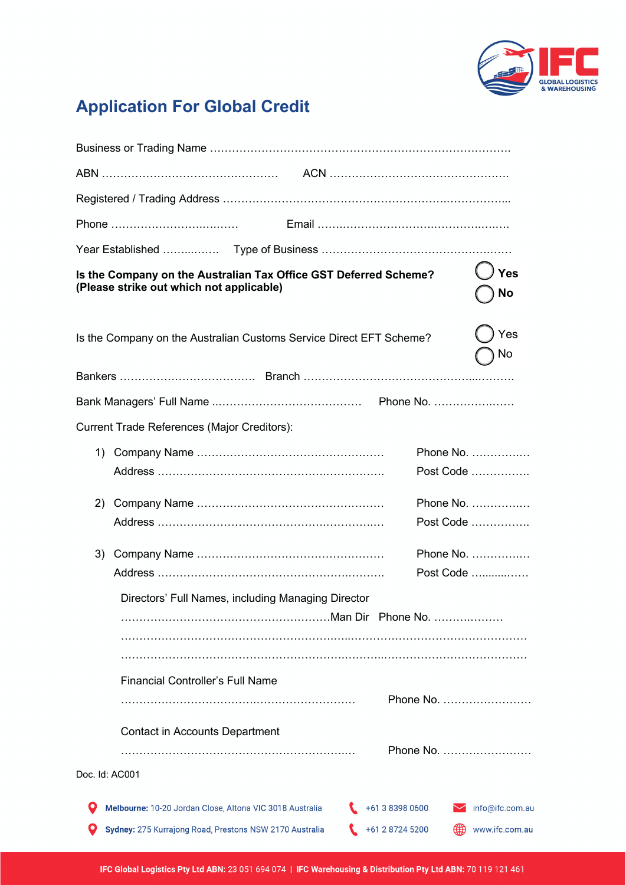# Application For Global Credit

Business or Trading Name …………………………………………………………………………….

ABN …………………………………………. ACN ………………………………………….

Registered / Trading Address ………………………………………………………..……………...

Phone ……………………….……. Email ……..……………………….………….….…..

Year Established ……..……. Type of Business …………………………………………….……

**Is the Company on the Australian Tax Office GST Deferred Scheme?**
**(Please strike out which not applicable)**

◯ **Yes**
◯ **No**

Is the Company on the Australian Customs Service Direct EFT Scheme?

◯ Yes
◯ No

Bankers ………………………………. Branch ……………………………………………..……….

Bank Managers' Full Name ..………………………………… Phone No. ………………..…

Current Trade References (Major Creditors):

1) Company Name …………………………………………… Phone No. ……………..
   Address ………………………………………….………… Post Code …………….

2) Company Name …………………………………………… Phone No. ……………..
   Address ………………………………………….………… Post Code …………….

3) Company Name …………………………………………… Phone No. ……………..
   Address ………………………………………….………… Post Code …..........……

Directors' Full Names, including Managing Director

…………………………………………………Man Dir Phone No. ……….………

………………………………………………………..……….………………………………

……..…………………………………………………….………..………………………………

Financial Controller's Full Name

………………………………….…………………. Phone No. ……………………

Contact in Accounts Department

…………………………………………………….…. Phone No. ……………………

Doc. Id: AC001

**Melbourne:** 10-20 Jordan Close, Altona VIC 3018 Australia | +61 3 8398 0600 | info@ifc.com.au

**Sydney:** 275 Kurrajong Road, Prestons NSW 2170 Australia | +61 2 8724 5200 | www.ifc.com.au

**IFC Global Logistics Pty Ltd ABN:** 23 051 694 074 | **IFC Warehousing & Distribution Pty Ltd ABN:** 70 119 121 461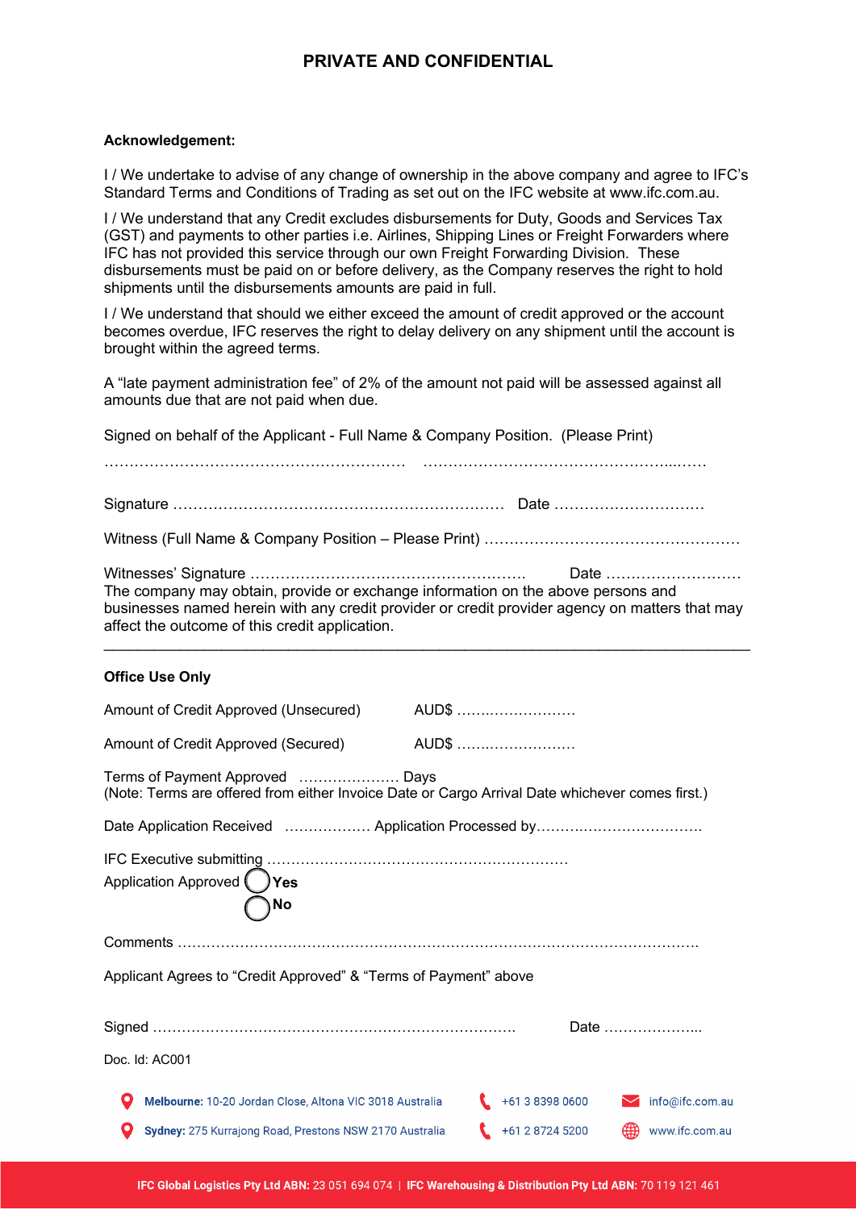## PRIVATE AND CONFIDENTIAL

**Acknowledgement:**

I / We undertake to advise of any change of ownership in the above company and agree to IFC's Standard Terms and Conditions of Trading as set out on the IFC website at www.ifc.com.au.

I / We understand that any Credit excludes disbursements for Duty, Goods and Services Tax (GST) and payments to other parties i.e. Airlines, Shipping Lines or Freight Forwarders where IFC has not provided this service through our own Freight Forwarding Division. These disbursements must be paid on or before delivery, as the Company reserves the right to hold shipments until the disbursements amounts are paid in full.

I / We understand that should we either exceed the amount of credit approved or the account becomes overdue, IFC reserves the right to delay delivery on any shipment until the account is brought within the agreed terms.

A "late payment administration fee" of 2% of the amount not paid will be assessed against all amounts due that are not paid when due.

Signed on behalf of the Applicant - Full Name & Company Position. (Please Print)

…………………………………………………… ………………………………………………..……

Signature ………………………………………………………… Date …………………………

Witness (Full Name & Company Position – Please Print) ……………………………………………

Witnesses' Signature ………………………………………………. Date ………………………

The company may obtain, provide or exchange information on the above persons and businesses named herein with any credit provider or credit provider agency on matters that may affect the outcome of this credit application.

---

**Office Use Only**

Amount of Credit Approved (Unsecured) AUD$ ……….……………

Amount of Credit Approved (Secured) AUD$ ……….……………

Terms of Payment Approved ………………… Days
(Note: Terms are offered from either Invoice Date or Cargo Arrival Date whichever comes first.)

Date Application Received ……………… Application Processed by……….……………………….

IFC Executive submitting ……………………………………………………

Application Approved ◯ **Yes**
◯ **No**

Comments ……………………………………………………………………………………………….

Applicant Agrees to "Credit Approved" & "Terms of Payment" above

Signed ………………………………………………………………. Date ………………...

Doc. Id: AC001

**Melbourne:** 10-20 Jordan Close, Altona VIC 3018 Australia | +61 3 8398 0600 | info@ifc.com.au

**Sydney:** 275 Kurrajong Road, Prestons NSW 2170 Australia | +61 2 8724 5200 | www.ifc.com.au

**IFC Global Logistics Pty Ltd ABN:** 23 051 694 074 | **IFC Warehousing & Distribution Pty Ltd ABN:** 70 119 121 461